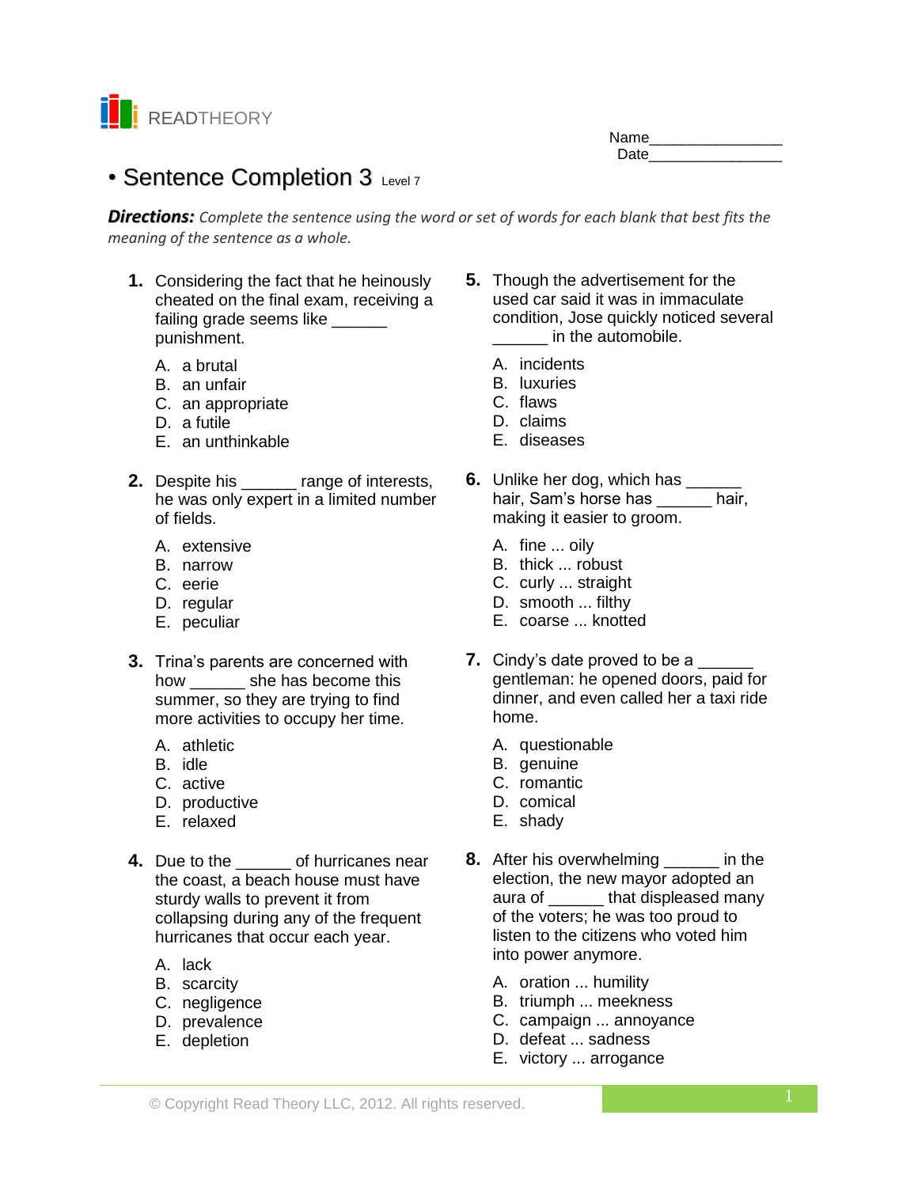READTHEORY

Name________________
Date________________

# • Sentence Completion 3 Level 7

***Directions:*** *Complete the sentence using the word or set of words for each blank that best fits the meaning of the sentence as a whole.*

**1.** Considering the fact that he heinously cheated on the final exam, receiving a failing grade seems like ______ punishment.

A. a brutal
B. an unfair
C. an appropriate
D. a futile
E. an unthinkable

**2.** Despite his ______ range of interests, he was only expert in a limited number of fields.

A. extensive
B. narrow
C. eerie
D. regular
E. peculiar

**3.** Trina's parents are concerned with how ______ she has become this summer, so they are trying to find more activities to occupy her time.

A. athletic
B. idle
C. active
D. productive
E. relaxed

**4.** Due to the ______ of hurricanes near the coast, a beach house must have sturdy walls to prevent it from collapsing during any of the frequent hurricanes that occur each year.

A. lack
B. scarcity
C. negligence
D. prevalence
E. depletion

**5.** Though the advertisement for the used car said it was in immaculate condition, Jose quickly noticed several ______ in the automobile.

A. incidents
B. luxuries
C. flaws
D. claims
E. diseases

**6.** Unlike her dog, which has ______ hair, Sam's horse has ______ hair, making it easier to groom.

A. fine ... oily
B. thick ... robust
C. curly ... straight
D. smooth ... filthy
E. coarse ... knotted

**7.** Cindy's date proved to be a ______ gentleman: he opened doors, paid for dinner, and even called her a taxi ride home.

A. questionable
B. genuine
C. romantic
D. comical
E. shady

**8.** After his overwhelming ______ in the election, the new mayor adopted an aura of ______ that displeased many of the voters; he was too proud to listen to the citizens who voted him into power anymore.

A. oration ... humility
B. triumph ... meekness
C. campaign ... annoyance
D. defeat ... sadness
E. victory ... arrogance

© Copyright Read Theory LLC, 2012. All rights reserved.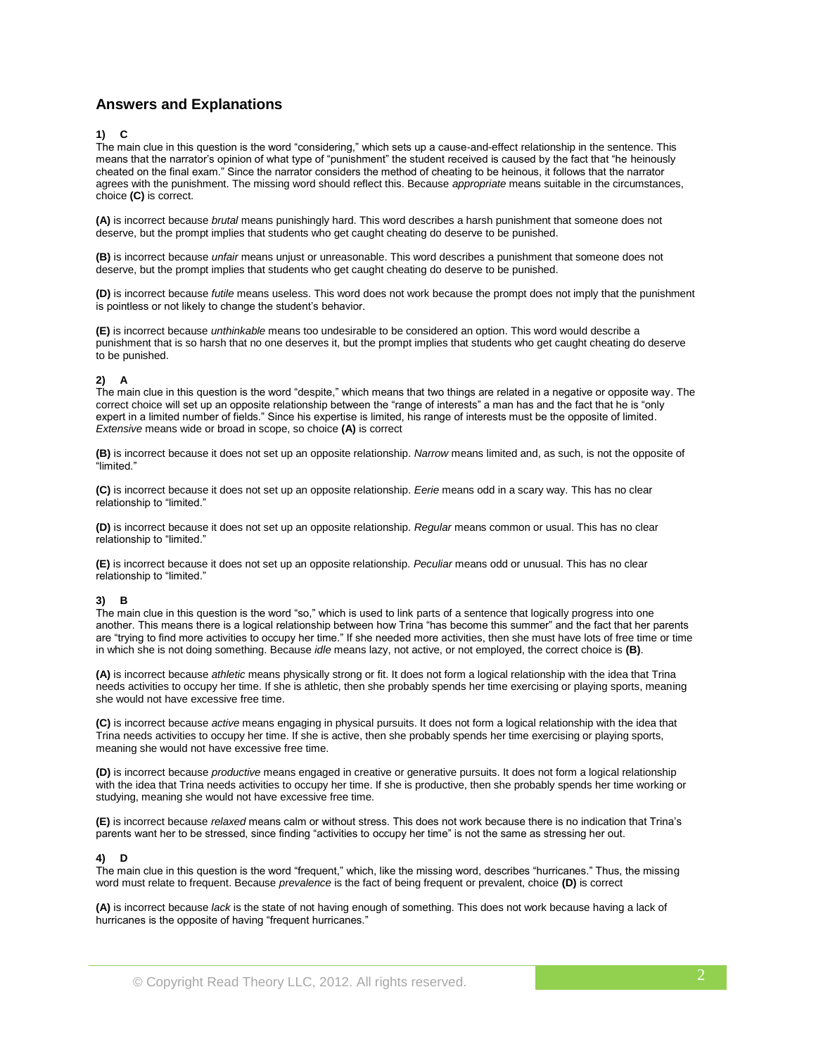## Answers and Explanations

**1) C**

The main clue in this question is the word "considering," which sets up a cause-and-effect relationship in the sentence. This means that the narrator's opinion of what type of "punishment" the student received is caused by the fact that "he heinously cheated on the final exam." Since the narrator considers the method of cheating to be heinous, it follows that the narrator agrees with the punishment. The missing word should reflect this. Because *appropriate* means suitable in the circumstances, choice **(C)** is correct.

**(A)** is incorrect because *brutal* means punishingly hard. This word describes a harsh punishment that someone does not deserve, but the prompt implies that students who get caught cheating do deserve to be punished.

**(B)** is incorrect because *unfair* means unjust or unreasonable. This word describes a punishment that someone does not deserve, but the prompt implies that students who get caught cheating do deserve to be punished.

**(D)** is incorrect because *futile* means useless. This word does not work because the prompt does not imply that the punishment is pointless or not likely to change the student's behavior.

**(E)** is incorrect because *unthinkable* means too undesirable to be considered an option. This word would describe a punishment that is so harsh that no one deserves it, but the prompt implies that students who get caught cheating do deserve to be punished.

**2) A**

The main clue in this question is the word "despite," which means that two things are related in a negative or opposite way. The correct choice will set up an opposite relationship between the "range of interests" a man has and the fact that he is "only expert in a limited number of fields." Since his expertise is limited, his range of interests must be the opposite of limited. *Extensive* means wide or broad in scope, so choice **(A)** is correct

**(B)** is incorrect because it does not set up an opposite relationship. *Narrow* means limited and, as such, is not the opposite of "limited."

**(C)** is incorrect because it does not set up an opposite relationship. *Eerie* means odd in a scary way. This has no clear relationship to "limited."

**(D)** is incorrect because it does not set up an opposite relationship. *Regular* means common or usual. This has no clear relationship to "limited."

**(E)** is incorrect because it does not set up an opposite relationship. *Peculiar* means odd or unusual. This has no clear relationship to "limited."

**3) B**

The main clue in this question is the word "so," which is used to link parts of a sentence that logically progress into one another. This means there is a logical relationship between how Trina "has become this summer" and the fact that her parents are "trying to find more activities to occupy her time." If she needed more activities, then she must have lots of free time or time in which she is not doing something. Because *idle* means lazy, not active, or not employed, the correct choice is **(B)**.

**(A)** is incorrect because *athletic* means physically strong or fit. It does not form a logical relationship with the idea that Trina needs activities to occupy her time. If she is athletic, then she probably spends her time exercising or playing sports, meaning she would not have excessive free time.

**(C)** is incorrect because *active* means engaging in physical pursuits. It does not form a logical relationship with the idea that Trina needs activities to occupy her time. If she is active, then she probably spends her time exercising or playing sports, meaning she would not have excessive free time.

**(D)** is incorrect because *productive* means engaged in creative or generative pursuits. It does not form a logical relationship with the idea that Trina needs activities to occupy her time. If she is productive, then she probably spends her time working or studying, meaning she would not have excessive free time.

**(E)** is incorrect because *relaxed* means calm or without stress. This does not work because there is no indication that Trina's parents want her to be stressed, since finding "activities to occupy her time" is not the same as stressing her out.

**4) D**

The main clue in this question is the word "frequent," which, like the missing word, describes "hurricanes." Thus, the missing word must relate to frequent. Because *prevalence* is the fact of being frequent or prevalent, choice **(D)** is correct

**(A)** is incorrect because *lack* is the state of not having enough of something. This does not work because having a lack of hurricanes is the opposite of having "frequent hurricanes."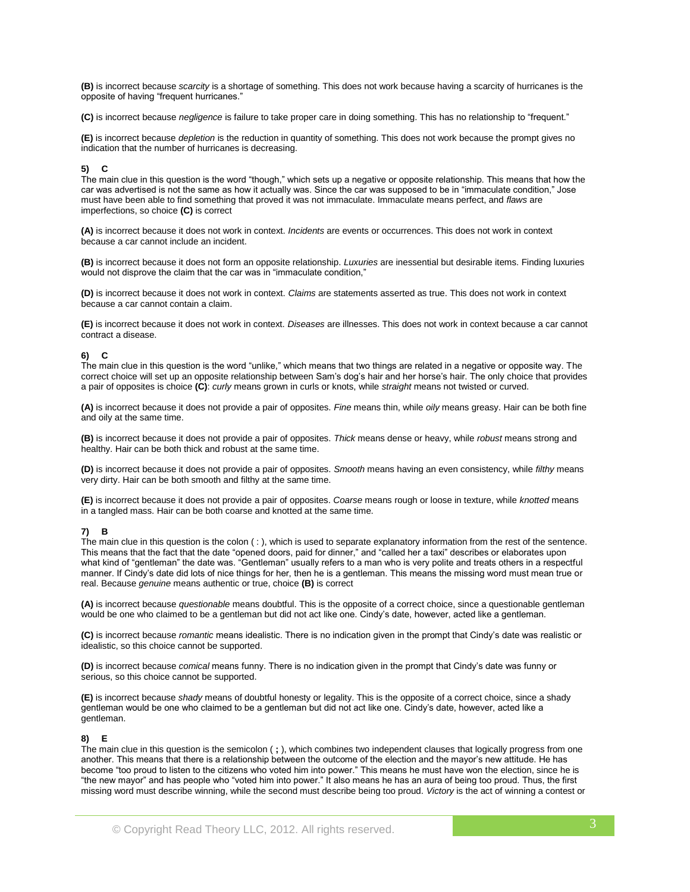**(B)** is incorrect because *scarcity* is a shortage of something. This does not work because having a scarcity of hurricanes is the opposite of having "frequent hurricanes."

**(C)** is incorrect because *negligence* is failure to take proper care in doing something. This has no relationship to "frequent."

**(E)** is incorrect because *depletion* is the reduction in quantity of something. This does not work because the prompt gives no indication that the number of hurricanes is decreasing.

**5) C**
The main clue in this question is the word "though," which sets up a negative or opposite relationship. This means that how the car was advertised is not the same as how it actually was. Since the car was supposed to be in "immaculate condition," Jose must have been able to find something that proved it was not immaculate. Immaculate means perfect, and *flaws* are imperfections, so choice **(C)** is correct

**(A)** is incorrect because it does not work in context. *Incidents* are events or occurrences. This does not work in context because a car cannot include an incident.

**(B)** is incorrect because it does not form an opposite relationship. *Luxuries* are inessential but desirable items. Finding luxuries would not disprove the claim that the car was in "immaculate condition,"

**(D)** is incorrect because it does not work in context. *Claims* are statements asserted as true. This does not work in context because a car cannot contain a claim.

**(E)** is incorrect because it does not work in context. *Diseases* are illnesses. This does not work in context because a car cannot contract a disease.

**6) C**
The main clue in this question is the word "unlike," which means that two things are related in a negative or opposite way. The correct choice will set up an opposite relationship between Sam's dog's hair and her horse's hair. The only choice that provides a pair of opposites is choice **(C)**: *curly* means grown in curls or knots, while *straight* means not twisted or curved.

**(A)** is incorrect because it does not provide a pair of opposites. *Fine* means thin, while *oily* means greasy. Hair can be both fine and oily at the same time.

**(B)** is incorrect because it does not provide a pair of opposites. *Thick* means dense or heavy, while *robust* means strong and healthy. Hair can be both thick and robust at the same time.

**(D)** is incorrect because it does not provide a pair of opposites. *Smooth* means having an even consistency, while *filthy* means very dirty. Hair can be both smooth and filthy at the same time.

**(E)** is incorrect because it does not provide a pair of opposites. *Coarse* means rough or loose in texture, while *knotted* means in a tangled mass. Hair can be both coarse and knotted at the same time.

**7) B**
The main clue in this question is the colon ( : ), which is used to separate explanatory information from the rest of the sentence. This means that the fact that the date "opened doors, paid for dinner," and "called her a taxi" describes or elaborates upon what kind of "gentleman" the date was. "Gentleman" usually refers to a man who is very polite and treats others in a respectful manner. If Cindy's date did lots of nice things for her, then he is a gentleman. This means the missing word must mean true or real. Because *genuine* means authentic or true, choice **(B)** is correct

**(A)** is incorrect because *questionable* means doubtful. This is the opposite of a correct choice, since a questionable gentleman would be one who claimed to be a gentleman but did not act like one. Cindy's date, however, acted like a gentleman.

**(C)** is incorrect because *romantic* means idealistic. There is no indication given in the prompt that Cindy's date was realistic or idealistic, so this choice cannot be supported.

**(D)** is incorrect because *comical* means funny. There is no indication given in the prompt that Cindy's date was funny or serious, so this choice cannot be supported.

**(E)** is incorrect because *shady* means of doubtful honesty or legality. This is the opposite of a correct choice, since a shady gentleman would be one who claimed to be a gentleman but did not act like one. Cindy's date, however, acted like a gentleman.

**8) E**
The main clue in this question is the semicolon ( **;** ), which combines two independent clauses that logically progress from one another. This means that there is a relationship between the outcome of the election and the mayor's new attitude. He has become "too proud to listen to the citizens who voted him into power." This means he must have won the election, since he is "the new mayor" and has people who "voted him into power." It also means he has an aura of being too proud. Thus, the first missing word must describe winning, while the second must describe being too proud. *Victory* is the act of winning a contest or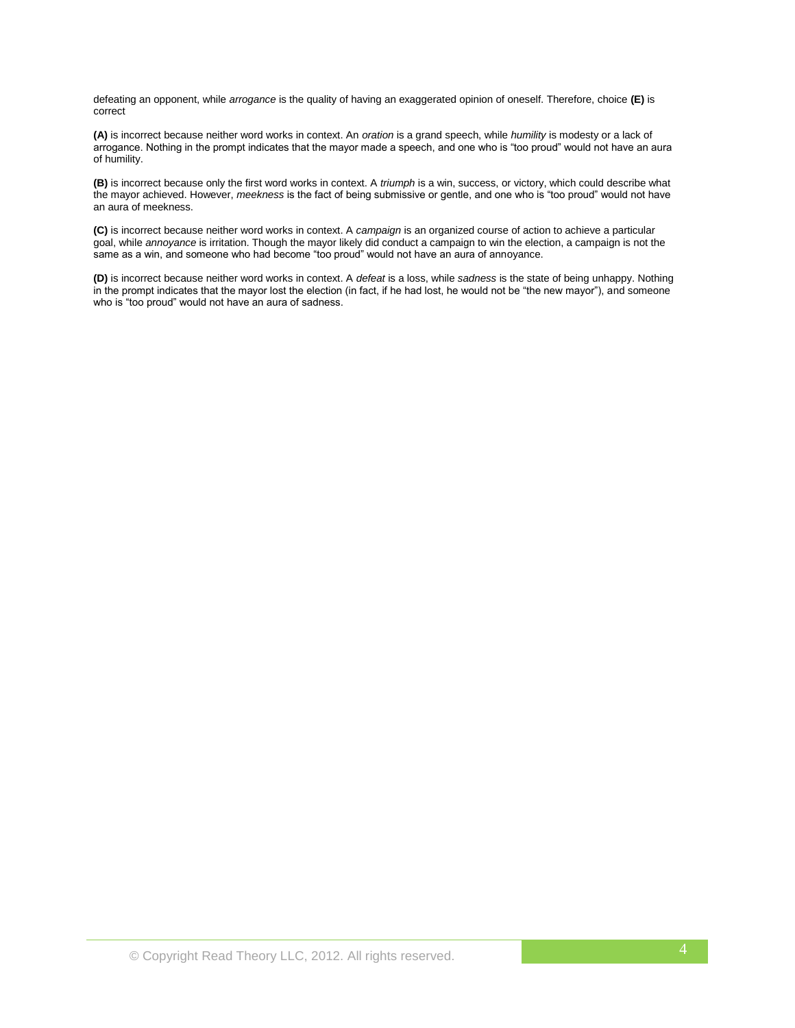defeating an opponent, while *arrogance* is the quality of having an exaggerated opinion of oneself. Therefore, choice **(E)** is correct

**(A)** is incorrect because neither word works in context. An *oration* is a grand speech, while *humility* is modesty or a lack of arrogance. Nothing in the prompt indicates that the mayor made a speech, and one who is "too proud" would not have an aura of humility.

**(B)** is incorrect because only the first word works in context. A *triumph* is a win, success, or victory, which could describe what the mayor achieved. However, *meekness* is the fact of being submissive or gentle, and one who is "too proud" would not have an aura of meekness.

**(C)** is incorrect because neither word works in context. A *campaign* is an organized course of action to achieve a particular goal, while *annoyance* is irritation. Though the mayor likely did conduct a campaign to win the election, a campaign is not the same as a win, and someone who had become "too proud" would not have an aura of annoyance.

**(D)** is incorrect because neither word works in context. A *defeat* is a loss, while *sadness* is the state of being unhappy. Nothing in the prompt indicates that the mayor lost the election (in fact, if he had lost, he would not be "the new mayor"), and someone who is "too proud" would not have an aura of sadness.